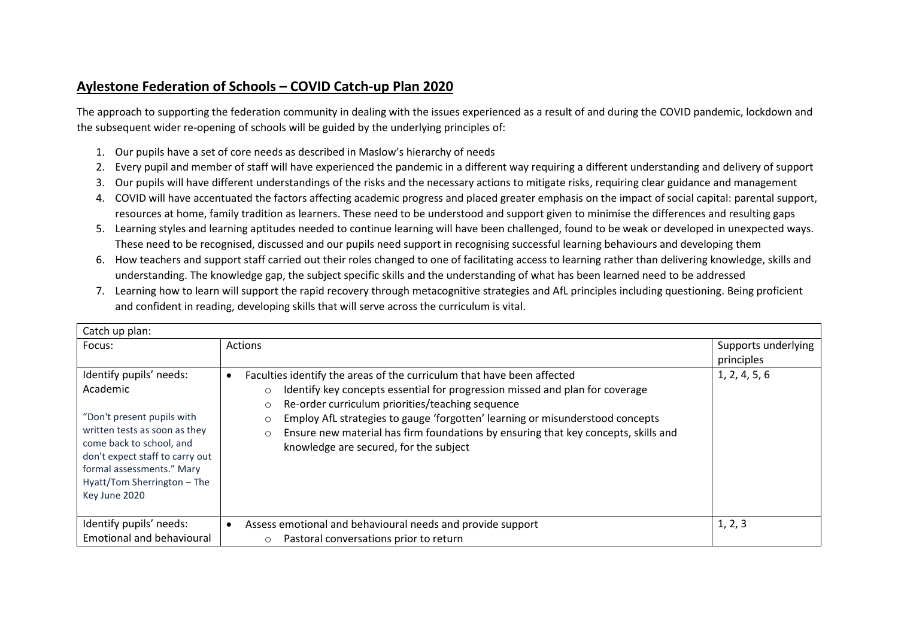## **Aylestone Federation of Schools – COVID Catch-up Plan 2020**

The approach to supporting the federation community in dealing with the issues experienced as a result of and during the COVID pandemic, lockdown and the subsequent wider re-opening of schools will be guided by the underlying principles of:

1. Our pupils have a set of core needs as described in Maslow's hierarchy of needs
2. Every pupil and member of staff will have experienced the pandemic in a different way requiring a different understanding and delivery of support
3. Our pupils will have different understandings of the risks and the necessary actions to mitigate risks, requiring clear guidance and management
4. COVID will have accentuated the factors affecting academic progress and placed greater emphasis on the impact of social capital: parental support, resources at home, family tradition as learners. These need to be understood and support given to minimise the differences and resulting gaps
5. Learning styles and learning aptitudes needed to continue learning will have been challenged, found to be weak or developed in unexpected ways. These need to be recognised, discussed and our pupils need support in recognising successful learning behaviours and developing them
6. How teachers and support staff carried out their roles changed to one of facilitating access to learning rather than delivering knowledge, skills and understanding. The knowledge gap, the subject specific skills and the understanding of what has been learned need to be addressed
7. Learning how to learn will support the rapid recovery through metacognitive strategies and AfL principles including questioning. Being proficient and confident in reading, developing skills that will serve across the curriculum is vital.

| Catch up plan: | | |
|---|---|---|
| Focus: | Actions | Supports underlying principles |
| Identify pupils' needs: Academic<br><br>"Don't present pupils with written tests as soon as they come back to school, and don't expect staff to carry out formal assessments." Mary Hyatt/Tom Sherrington – The Key June 2020 | • Faculties identify the areas of the curriculum that have been affected<br>  ○ Identify key concepts essential for progression missed and plan for coverage<br>  ○ Re-order curriculum priorities/teaching sequence<br>  ○ Employ AfL strategies to gauge 'forgotten' learning or misunderstood concepts<br>  ○ Ensure new material has firm foundations by ensuring that key concepts, skills and knowledge are secured, for the subject | 1, 2, 4, 5, 6 |
| Identify pupils' needs: Emotional and behavioural | • Assess emotional and behavioural needs and provide support<br>  ○ Pastoral conversations prior to return | 1, 2, 3 |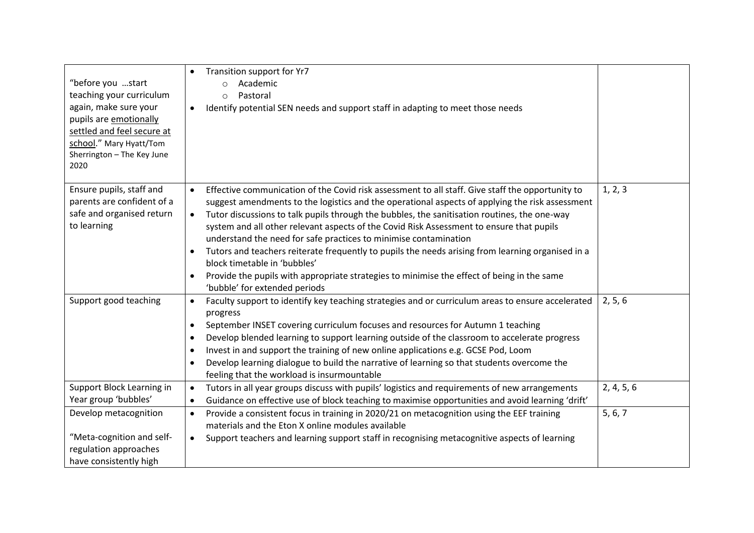| | | |
|---|---|---|
| "before you …start teaching your curriculum again, make sure your pupils are emotionally settled and feel secure at school." Mary Hyatt/Tom Sherrington – The Key June 2020 | • Transition support for Yr7<br>  ○ Academic<br>  ○ Pastoral<br>• Identify potential SEN needs and support staff in adapting to meet those needs | |
| Ensure pupils, staff and parents are confident of a safe and organised return to learning | • Effective communication of the Covid risk assessment to all staff. Give staff the opportunity to suggest amendments to the logistics and the operational aspects of applying the risk assessment<br>• Tutor discussions to talk pupils through the bubbles, the sanitisation routines, the one-way system and all other relevant aspects of the Covid Risk Assessment to ensure that pupils understand the need for safe practices to minimise contamination<br>• Tutors and teachers reiterate frequently to pupils the needs arising from learning organised in a block timetable in 'bubbles'<br>• Provide the pupils with appropriate strategies to minimise the effect of being in the same 'bubble' for extended periods | 1, 2, 3 |
| Support good teaching | • Faculty support to identify key teaching strategies and or curriculum areas to ensure accelerated progress<br>• September INSET covering curriculum focuses and resources for Autumn 1 teaching<br>• Develop blended learning to support learning outside of the classroom to accelerate progress<br>• Invest in and support the training of new online applications e.g. GCSE Pod, Loom<br>• Develop learning dialogue to build the narrative of learning so that students overcome the feeling that the workload is insurmountable | 2, 5, 6 |
| Support Block Learning in Year group 'bubbles' | • Tutors in all year groups discuss with pupils' logistics and requirements of new arrangements<br>• Guidance on effective use of block teaching to maximise opportunities and avoid learning 'drift' | 2, 4, 5, 6 |
| Develop metacognition<br><br>"Meta-cognition and self-regulation approaches have consistently high | • Provide a consistent focus in training in 2020/21 on metacognition using the EEF training materials and the Eton X online modules available<br>• Support teachers and learning support staff in recognising metacognitive aspects of learning | 5, 6, 7 |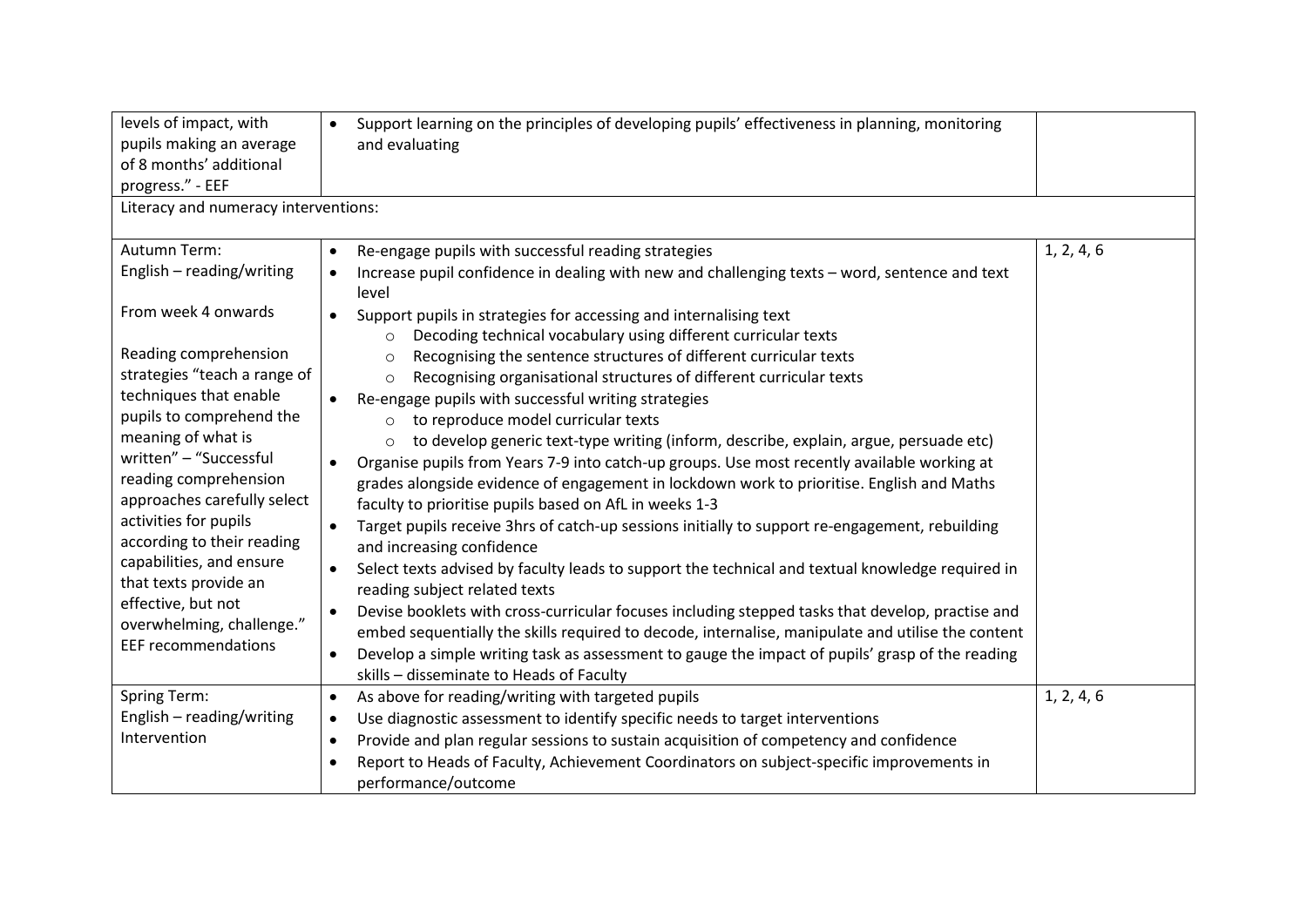| | | |
|---|---|---|
| levels of impact, with pupils making an average of 8 months' additional progress." - EEF | • Support learning on the principles of developing pupils' effectiveness in planning, monitoring and evaluating | |
| Literacy and numeracy interventions: | | |
| Autumn Term:<br>English – reading/writing<br><br>From week 4 onwards<br><br>Reading comprehension strategies "teach a range of techniques that enable pupils to comprehend the meaning of what is written" – "Successful reading comprehension approaches carefully select activities for pupils according to their reading capabilities, and ensure that texts provide an effective, but not overwhelming, challenge." EEF recommendations | • Re-engage pupils with successful reading strategies<br>• Increase pupil confidence in dealing with new and challenging texts – word, sentence and text level<br>• Support pupils in strategies for accessing and internalising text<br>&nbsp;&nbsp;&nbsp;&nbsp;○ Decoding technical vocabulary using different curricular texts<br>&nbsp;&nbsp;&nbsp;&nbsp;○ Recognising the sentence structures of different curricular texts<br>&nbsp;&nbsp;&nbsp;&nbsp;○ Recognising organisational structures of different curricular texts<br>• Re-engage pupils with successful writing strategies<br>&nbsp;&nbsp;&nbsp;&nbsp;○ to reproduce model curricular texts<br>&nbsp;&nbsp;&nbsp;&nbsp;○ to develop generic text-type writing (inform, describe, explain, argue, persuade etc)<br>• Organise pupils from Years 7-9 into catch-up groups. Use most recently available working at grades alongside evidence of engagement in lockdown work to prioritise. English and Maths faculty to prioritise pupils based on AfL in weeks 1-3<br>• Target pupils receive 3hrs of catch-up sessions initially to support re-engagement, rebuilding and increasing confidence<br>• Select texts advised by faculty leads to support the technical and textual knowledge required in reading subject related texts<br>• Devise booklets with cross-curricular focuses including stepped tasks that develop, practise and embed sequentially the skills required to decode, internalise, manipulate and utilise the content<br>• Develop a simple writing task as assessment to gauge the impact of pupils' grasp of the reading skills – disseminate to Heads of Faculty | 1, 2, 4, 6 |
| Spring Term:<br>English – reading/writing Intervention | • As above for reading/writing with targeted pupils<br>• Use diagnostic assessment to identify specific needs to target interventions<br>• Provide and plan regular sessions to sustain acquisition of competency and confidence<br>• Report to Heads of Faculty, Achievement Coordinators on subject-specific improvements in performance/outcome | 1, 2, 4, 6 |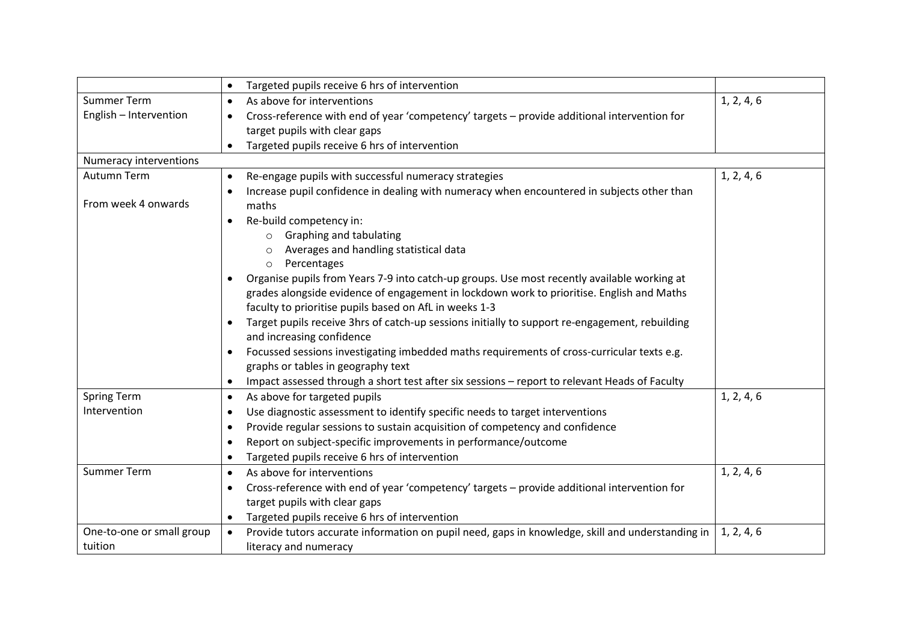| | | |
|---|---|---|
| | • Targeted pupils receive 6 hrs of intervention | |
| Summer Term<br>English – Intervention | • As above for interventions<br>• Cross-reference with end of year 'competency' targets – provide additional intervention for target pupils with clear gaps<br>• Targeted pupils receive 6 hrs of intervention | 1, 2, 4, 6 |
| Numeracy interventions | | |
| Autumn Term<br><br>From week 4 onwards | • Re-engage pupils with successful numeracy strategies<br>• Increase pupil confidence in dealing with numeracy when encountered in subjects other than maths<br>• Re-build competency in:<br>  ○ Graphing and tabulating<br>  ○ Averages and handling statistical data<br>  ○ Percentages<br>• Organise pupils from Years 7-9 into catch-up groups. Use most recently available working at grades alongside evidence of engagement in lockdown work to prioritise. English and Maths faculty to prioritise pupils based on AfL in weeks 1-3<br>• Target pupils receive 3hrs of catch-up sessions initially to support re-engagement, rebuilding and increasing confidence<br>• Focussed sessions investigating imbedded maths requirements of cross-curricular texts e.g. graphs or tables in geography text<br>• Impact assessed through a short test after six sessions – report to relevant Heads of Faculty | 1, 2, 4, 6 |
| Spring Term<br>Intervention | • As above for targeted pupils<br>• Use diagnostic assessment to identify specific needs to target interventions<br>• Provide regular sessions to sustain acquisition of competency and confidence<br>• Report on subject-specific improvements in performance/outcome<br>• Targeted pupils receive 6 hrs of intervention | 1, 2, 4, 6 |
| Summer Term | • As above for interventions<br>• Cross-reference with end of year 'competency' targets – provide additional intervention for target pupils with clear gaps<br>• Targeted pupils receive 6 hrs of intervention | 1, 2, 4, 6 |
| One-to-one or small group tuition | • Provide tutors accurate information on pupil need, gaps in knowledge, skill and understanding in literacy and numeracy | 1, 2, 4, 6 |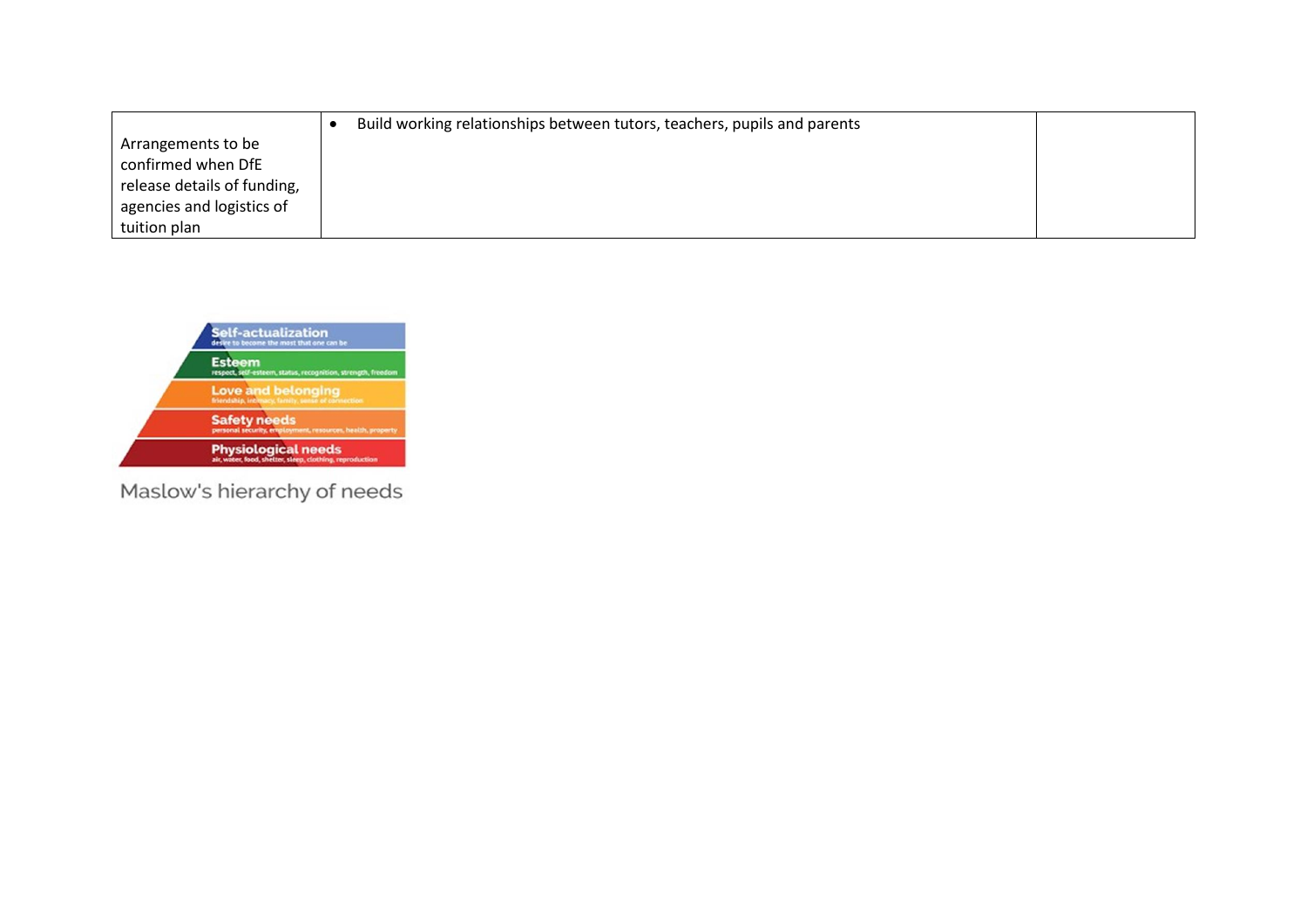| | | |
|---|---|---|
| Arrangements to be confirmed when DfE release details of funding, agencies and logistics of tuition plan | • Build working relationships between tutors, teachers, pupils and parents | |

Self-actualization
desire to become the most that one can be

Esteem
respect, self-esteem, status, recognition, strength, freedom

Love and belonging
friendship, intimacy, family, sense of connection

Safety needs
personal security, employment, resources, health, property

Physiological needs
air, water, food, shelter, sleep, clothing, reproduction

Maslow's hierarchy of needs